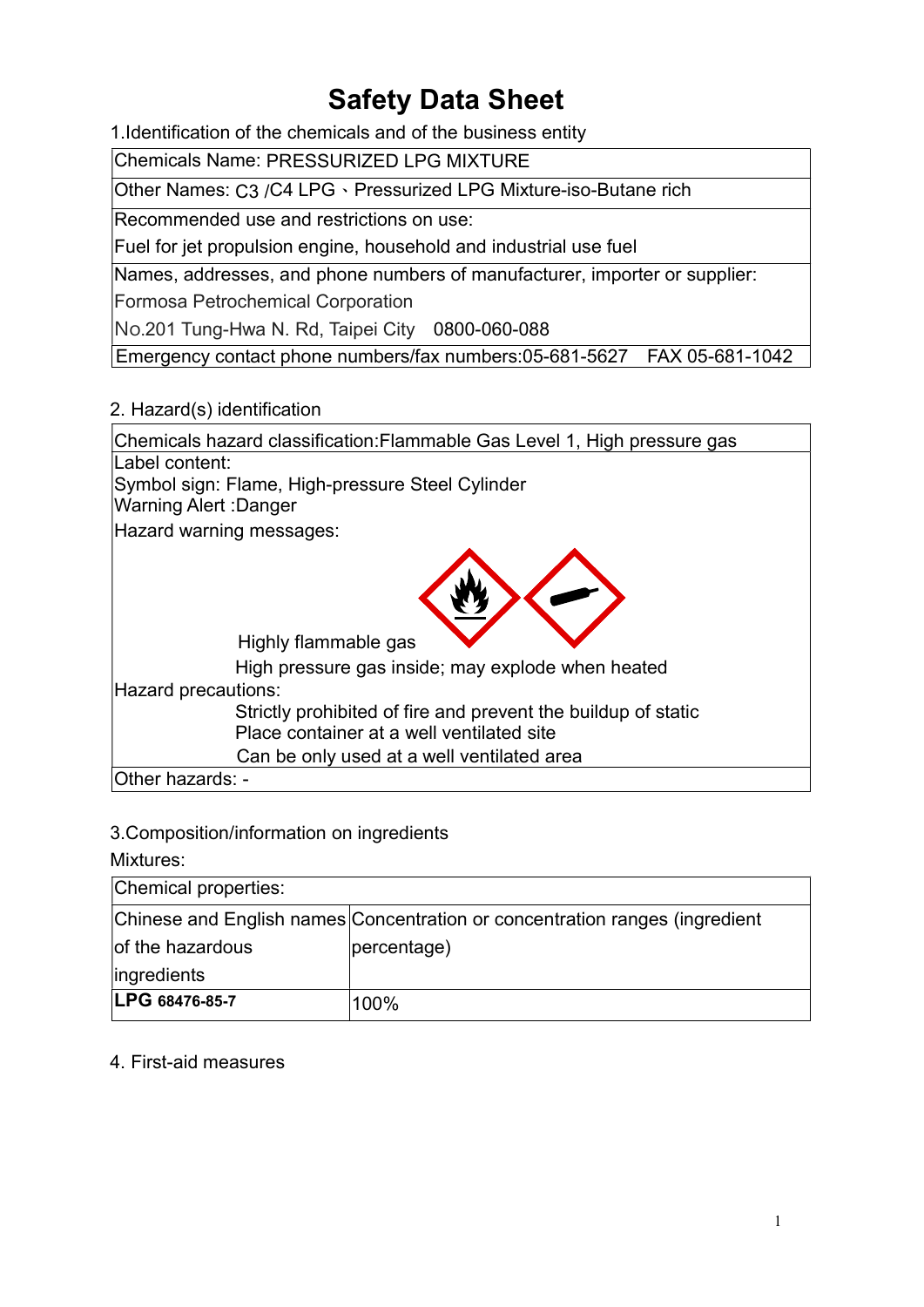# Safety Data Sheet

## 1.Identification of the chemicals and of the business entity

| Chemicals Name: PRESSURIZED LPG MIXTURE |
|---|
| Other Names: C3 /C4 LPG、Pressurized LPG Mixture-iso-Butane rich |
| Recommended use and restrictions on use:<br>Fuel for jet propulsion engine, household and industrial use fuel |
| Names, addresses, and phone numbers of manufacturer, importer or supplier:<br>Formosa Petrochemical Corporation<br>No.201 Tung-Hwa N. Rd, Taipei City 0800-060-088 |
| Emergency contact phone numbers/fax numbers:05-681-5627 FAX 05-681-1042 |

## 2. Hazard(s) identification

Chemicals hazard classification:Flammable Gas Level 1, High pressure gas

Label content:

Symbol sign: Flame, High-pressure Steel Cylinder

Warning Alert :Danger

Hazard warning messages:

Highly flammable gas

High pressure gas inside; may explode when heated

Hazard precautions:

Strictly prohibited of fire and prevent the buildup of static

Place container at a well ventilated site

Can be only used at a well ventilated area

Other hazards: -

## 3.Composition/information on ingredients

Mixtures:

| Chemical properties: | |
|---|---|
| Chinese and English names of the hazardous ingredients | Concentration or concentration ranges (ingredient percentage) |
| **LPG 68476-85-7** | 100% |

## 4. First-aid measures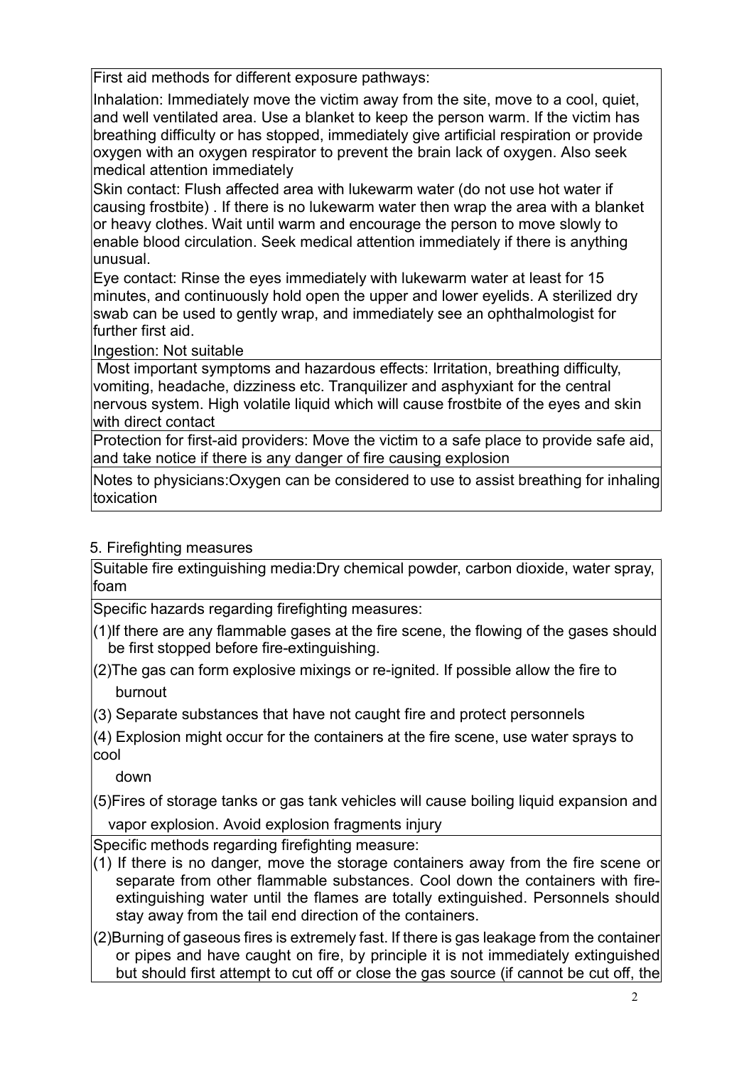First aid methods for different exposure pathways:

Inhalation: Immediately move the victim away from the site, move to a cool, quiet, and well ventilated area. Use a blanket to keep the person warm. If the victim has breathing difficulty or has stopped, immediately give artificial respiration or provide oxygen with an oxygen respirator to prevent the brain lack of oxygen. Also seek medical attention immediately

Skin contact: Flush affected area with lukewarm water (do not use hot water if causing frostbite) . If there is no lukewarm water then wrap the area with a blanket or heavy clothes. Wait until warm and encourage the person to move slowly to enable blood circulation. Seek medical attention immediately if there is anything unusual.

Eye contact: Rinse the eyes immediately with lukewarm water at least for 15 minutes, and continuously hold open the upper and lower eyelids. A sterilized dry swab can be used to gently wrap, and immediately see an ophthalmologist for further first aid.

Ingestion: Not suitable

Most important symptoms and hazardous effects: Irritation, breathing difficulty, vomiting, headache, dizziness etc. Tranquilizer and asphyxiant for the central nervous system. High volatile liquid which will cause frostbite of the eyes and skin with direct contact

Protection for first-aid providers: Move the victim to a safe place to provide safe aid, and take notice if there is any danger of fire causing explosion

Notes to physicians:Oxygen can be considered to use to assist breathing for inhaling toxication

## 5. Firefighting measures

Suitable fire extinguishing media:Dry chemical powder, carbon dioxide, water spray, foam

Specific hazards regarding firefighting measures:

(1)If there are any flammable gases at the fire scene, the flowing of the gases should be first stopped before fire-extinguishing.

(2)The gas can form explosive mixings or re-ignited. If possible allow the fire to burnout

(3) Separate substances that have not caught fire and protect personnels

(4) Explosion might occur for the containers at the fire scene, use water sprays to cool down

(5)Fires of storage tanks or gas tank vehicles will cause boiling liquid expansion and vapor explosion. Avoid explosion fragments injury

Specific methods regarding firefighting measure:

(1) If there is no danger, move the storage containers away from the fire scene or separate from other flammable substances. Cool down the containers with fire-extinguishing water until the flames are totally extinguished. Personnels should stay away from the tail end direction of the containers.

(2)Burning of gaseous fires is extremely fast. If there is gas leakage from the container or pipes and have caught on fire, by principle it is not immediately extinguished but should first attempt to cut off or close the gas source (if cannot be cut off, the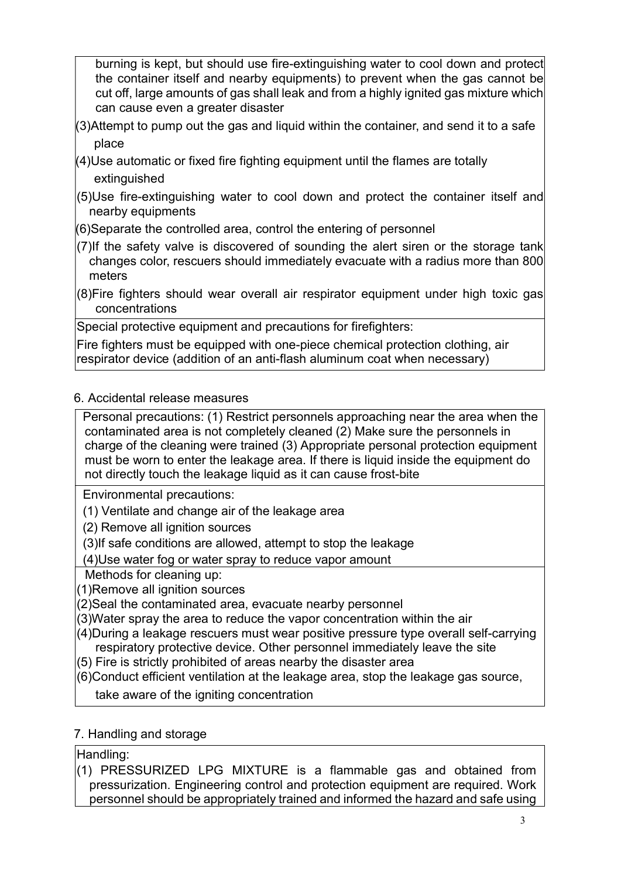burning is kept, but should use fire-extinguishing water to cool down and protect the container itself and nearby equipments) to prevent when the gas cannot be cut off, large amounts of gas shall leak and from a highly ignited gas mixture which can cause even a greater disaster

(3)Attempt to pump out the gas and liquid within the container, and send it to a safe place

(4)Use automatic or fixed fire fighting equipment until the flames are totally extinguished

(5)Use fire-extinguishing water to cool down and protect the container itself and nearby equipments

(6)Separate the controlled area, control the entering of personnel

(7)If the safety valve is discovered of sounding the alert siren or the storage tank changes color, rescuers should immediately evacuate with a radius more than 800 meters

(8)Fire fighters should wear overall air respirator equipment under high toxic gas concentrations

Special protective equipment and precautions for firefighters:

Fire fighters must be equipped with one-piece chemical protection clothing, air respirator device (addition of an anti-flash aluminum coat when necessary)

## 6. Accidental release measures

Personal precautions: (1) Restrict personnels approaching near the area when the contaminated area is not completely cleaned (2) Make sure the personnels in charge of the cleaning were trained (3) Appropriate personal protection equipment must be worn to enter the leakage area. If there is liquid inside the equipment do not directly touch the leakage liquid as it can cause frost-bite

Environmental precautions:

(1) Ventilate and change air of the leakage area

(2) Remove all ignition sources

(3)If safe conditions are allowed, attempt to stop the leakage

(4)Use water fog or water spray to reduce vapor amount

Methods for cleaning up:

(1)Remove all ignition sources

(2)Seal the contaminated area, evacuate nearby personnel

(3)Water spray the area to reduce the vapor concentration within the air

(4)During a leakage rescuers must wear positive pressure type overall self-carrying respiratory protective device. Other personnel immediately leave the site

(5) Fire is strictly prohibited of areas nearby the disaster area

(6)Conduct efficient ventilation at the leakage area, stop the leakage gas source, take aware of the igniting concentration

## 7. Handling and storage

Handling:

(1) PRESSURIZED LPG MIXTURE is a flammable gas and obtained from pressurization. Engineering control and protection equipment are required. Work personnel should be appropriately trained and informed the hazard and safe using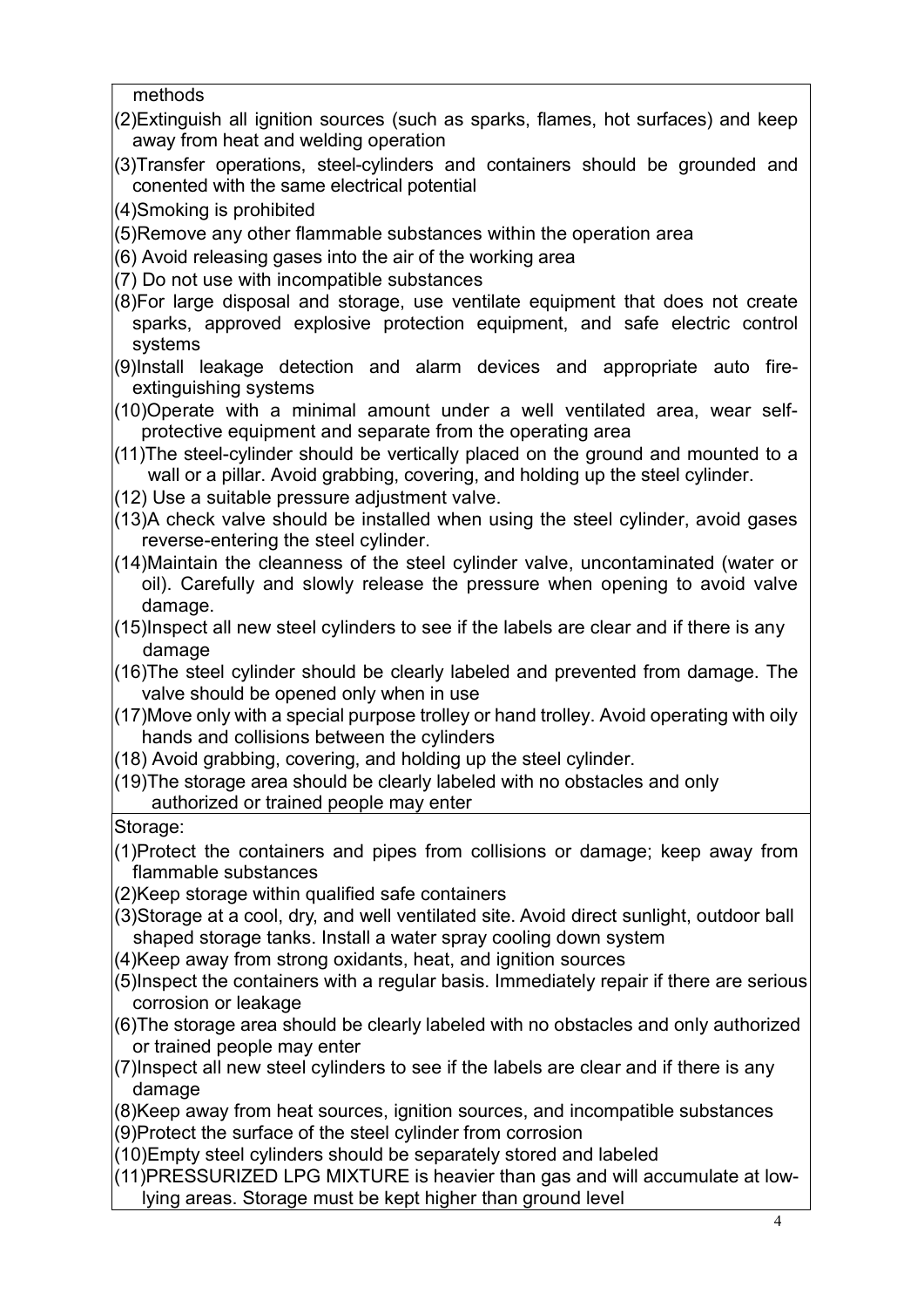methods

(2)Extinguish all ignition sources (such as sparks, flames, hot surfaces) and keep away from heat and welding operation

(3)Transfer operations, steel-cylinders and containers should be grounded and conented with the same electrical potential

(4)Smoking is prohibited

(5)Remove any other flammable substances within the operation area

(6) Avoid releasing gases into the air of the working area

(7) Do not use with incompatible substances

(8)For large disposal and storage, use ventilate equipment that does not create sparks, approved explosive protection equipment, and safe electric control systems

(9)Install leakage detection and alarm devices and appropriate auto fire-extinguishing systems

(10)Operate with a minimal amount under a well ventilated area, wear self-protective equipment and separate from the operating area

(11)The steel-cylinder should be vertically placed on the ground and mounted to a wall or a pillar. Avoid grabbing, covering, and holding up the steel cylinder.

(12) Use a suitable pressure adjustment valve.

(13)A check valve should be installed when using the steel cylinder, avoid gases reverse-entering the steel cylinder.

(14)Maintain the cleanness of the steel cylinder valve, uncontaminated (water or oil). Carefully and slowly release the pressure when opening to avoid valve damage.

(15)Inspect all new steel cylinders to see if the labels are clear and if there is any damage

(16)The steel cylinder should be clearly labeled and prevented from damage. The valve should be opened only when in use

(17)Move only with a special purpose trolley or hand trolley. Avoid operating with oily hands and collisions between the cylinders

(18) Avoid grabbing, covering, and holding up the steel cylinder.

(19)The storage area should be clearly labeled with no obstacles and only authorized or trained people may enter

Storage:

(1)Protect the containers and pipes from collisions or damage; keep away from flammable substances

(2)Keep storage within qualified safe containers

(3)Storage at a cool, dry, and well ventilated site. Avoid direct sunlight, outdoor ball shaped storage tanks. Install a water spray cooling down system

(4)Keep away from strong oxidants, heat, and ignition sources

(5)Inspect the containers with a regular basis. Immediately repair if there are serious corrosion or leakage

(6)The storage area should be clearly labeled with no obstacles and only authorized or trained people may enter

(7)Inspect all new steel cylinders to see if the labels are clear and if there is any damage

(8)Keep away from heat sources, ignition sources, and incompatible substances

(9)Protect the surface of the steel cylinder from corrosion

(10)Empty steel cylinders should be separately stored and labeled

(11)PRESSURIZED LPG MIXTURE is heavier than gas and will accumulate at low-lying areas. Storage must be kept higher than ground level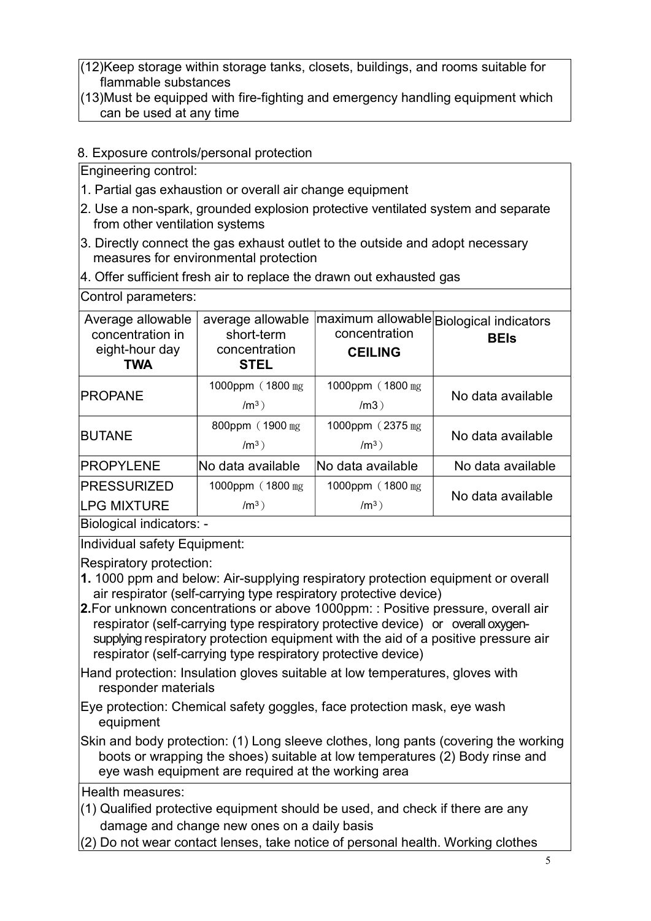(12)Keep storage within storage tanks, closets, buildings, and rooms suitable for flammable substances
(13)Must be equipped with fire-fighting and emergency handling equipment which can be used at any time

## 8. Exposure controls/personal protection

Engineering control:

1. Partial gas exhaustion or overall air change equipment
2. Use a non-spark, grounded explosion protective ventilated system and separate from other ventilation systems
3. Directly connect the gas exhaust outlet to the outside and adopt necessary measures for environmental protection
4. Offer sufficient fresh air to replace the drawn out exhausted gas

Control parameters:

| Average allowable concentration in eight-hour day **TWA** | average allowable short-term concentration **STEL** | maximum allowable concentration **CEILING** | Biological indicators **BEIs** |
|---|---|---|---|
| PROPANE | 1000ppm（1800 ㎎ /m$^3$） | 1000ppm（1800 ㎎ /m3） | No data available |
| BUTANE | 800ppm（1900 ㎎ /m$^3$） | 1000ppm（2375 ㎎ /m$^3$） | No data available |
| PROPYLENE | No data available | No data available | No data available |
| PRESSURIZED LPG MIXTURE | 1000ppm（1800 ㎎ /m$^3$） | 1000ppm（1800 ㎎ /m$^3$） | No data available |

Biological indicators: -

Individual safety Equipment:

Respiratory protection:

**1.** 1000 ppm and below: Air-supplying respiratory protection equipment or overall air respirator (self-carrying type respiratory protective device)
**2.**For unknown concentrations or above 1000ppm: : Positive pressure, overall air respirator (self-carrying type respiratory protective device) or overall oxygen-supplying respiratory protection equipment with the aid of a positive pressure air respirator (self-carrying type respiratory protective device)

Hand protection: Insulation gloves suitable at low temperatures, gloves with responder materials

Eye protection: Chemical safety goggles, face protection mask, eye wash equipment

Skin and body protection: (1) Long sleeve clothes, long pants (covering the working boots or wrapping the shoes) suitable at low temperatures (2) Body rinse and eye wash equipment are required at the working area

Health measures:

(1) Qualified protective equipment should be used, and check if there are any damage and change new ones on a daily basis
(2) Do not wear contact lenses, take notice of personal health. Working clothes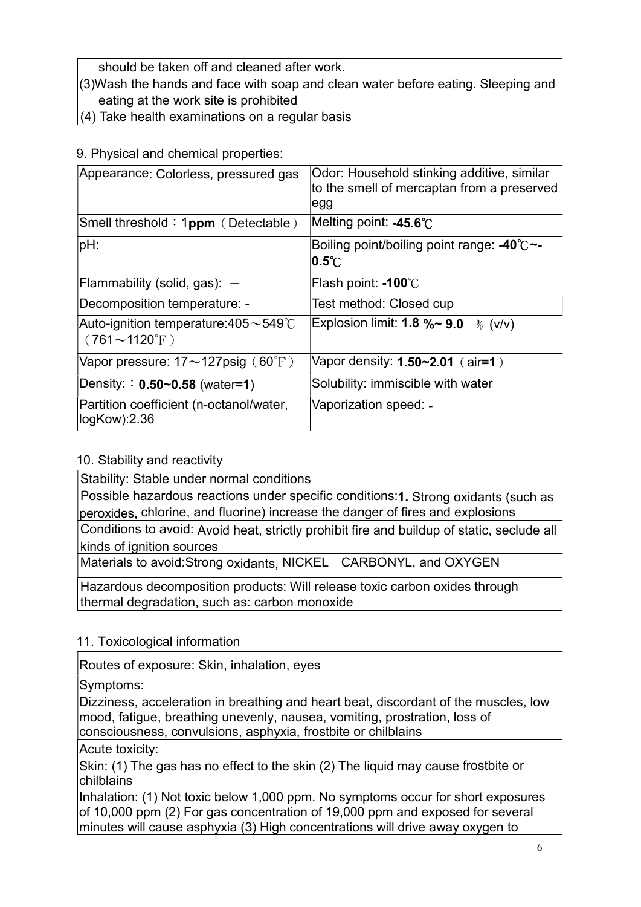| should be taken off and cleaned after work.<br>(3)Wash the hands and face with soap and clean water before eating. Sleeping and eating at the work site is prohibited<br>(4) Take health examinations on a regular basis |
|---|

9. Physical and chemical properties:

| Appearance: Colorless, pressured gas | Odor: Household stinking additive, similar to the smell of mercaptan from a preserved egg |
|---|---|
| Smell threshold：1**ppm**（Detectable） | Melting point: **-45.6**℃ |
| pH:－ | Boiling point/boiling point range: **-40**℃**~-0.5**℃ |
| Flammability (solid, gas): － | Flash point: **-100**℃ |
| Decomposition temperature: - | Test method: Closed cup |
| Auto-ignition temperature:405～549℃（761～1120℉） | Explosion limit: **1.8 %~ 9.0** ％ (v/v) |
| Vapor pressure: 17～127psig（60℉） | Vapor density: **1.50~2.01**（air**=1**） |
| Density:：**0.50~0.58** (water**=1**) | Solubility: immiscible with water |
| Partition coefficient (n-octanol/water, logKow):2.36 | Vaporization speed: - |

10. Stability and reactivity

| Stability: Stable under normal conditions |
|---|
| Possible hazardous reactions under specific conditions:**1.** Strong oxidants (such as peroxides, chlorine, and fluorine) increase the danger of fires and explosions |
| Conditions to avoid: Avoid heat, strictly prohibit fire and buildup of static, seclude all kinds of ignition sources |
| Materials to avoid:Strong oxidants, NICKEL CARBONYL, and OXYGEN |
| Hazardous decomposition products: Will release toxic carbon oxides through thermal degradation, such as: carbon monoxide |

11. Toxicological information

| Routes of exposure: Skin, inhalation, eyes |
|---|
| Symptoms:<br>Dizziness, acceleration in breathing and heart beat, discordant of the muscles, low mood, fatigue, breathing unevenly, nausea, vomiting, prostration, loss of consciousness, convulsions, asphyxia, frostbite or chilblains |
| Acute toxicity:<br>Skin: (1) The gas has no effect to the skin (2) The liquid may cause frostbite or chilblains<br>Inhalation: (1) Not toxic below 1,000 ppm. No symptoms occur for short exposures of 10,000 ppm (2) For gas concentration of 19,000 ppm and exposed for several minutes will cause asphyxia (3) High concentrations will drive away oxygen to |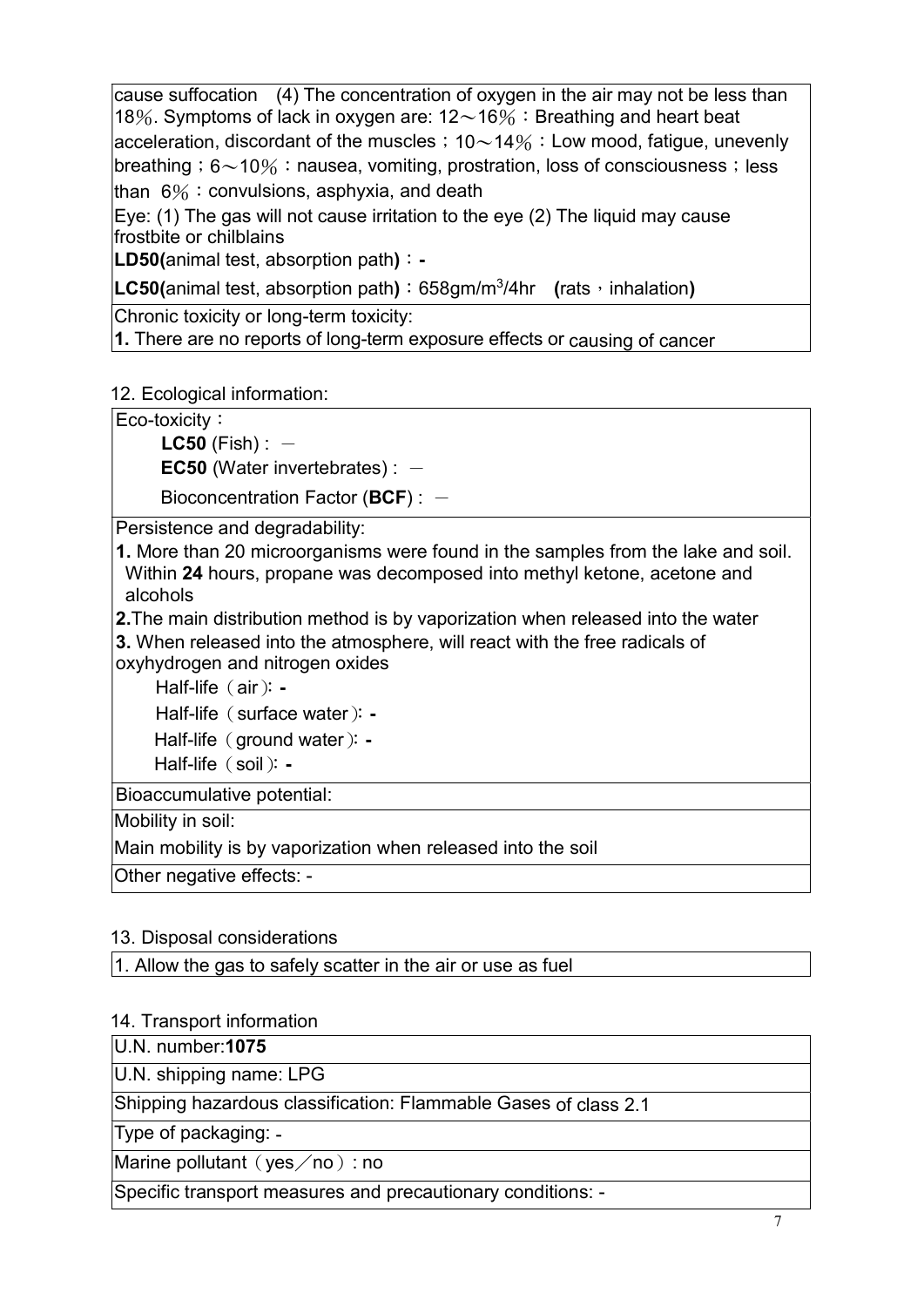cause suffocation (4) The concentration of oxygen in the air may not be less than 18%. Symptoms of lack in oxygen are: 12～16%：Breathing and heart beat acceleration, discordant of the muscles；10～14%：Low mood, fatigue, unevenly breathing；6～10%：nausea, vomiting, prostration, loss of consciousness；less than 6%：convulsions, asphyxia, and death

Eye: (1) The gas will not cause irritation to the eye (2) The liquid may cause frostbite or chilblains

**LD50(**animal test, absorption path**)**：**-**

**LC50(**animal test, absorption path**)**：658gm/$m^3$/4hr **(**rats，inhalation**)**

Chronic toxicity or long-term toxicity:

**1.** There are no reports of long-term exposure effects or causing of cancer

## 12. Ecological information:

Eco-toxicity：

- **LC50** (Fish) : －
- **EC50** (Water invertebrates) : －
- Bioconcentration Factor (**BCF**) : －

Persistence and degradability:

**1.** More than 20 microorganisms were found in the samples from the lake and soil. Within **24** hours, propane was decomposed into methyl ketone, acetone and alcohols

**2.**The main distribution method is by vaporization when released into the water

**3.** When released into the atmosphere, will react with the free radicals of oxyhydrogen and nitrogen oxides

- Half-life（air）: **-**
- Half-life（surface water）: **-**
- Half-life（ground water）: **-**
- Half-life（soil）: **-**

Bioaccumulative potential:

Mobility in soil:

Main mobility is by vaporization when released into the soil

Other negative effects: -

## 13. Disposal considerations

1. Allow the gas to safely scatter in the air or use as fuel

## 14. Transport information

| U.N. number:**1075** |
|---|
| U.N. shipping name: LPG |
| Shipping hazardous classification: Flammable Gases of class 2.1 |
| Type of packaging: - |
| Marine pollutant（yes／no）: no |
| Specific transport measures and precautionary conditions: - |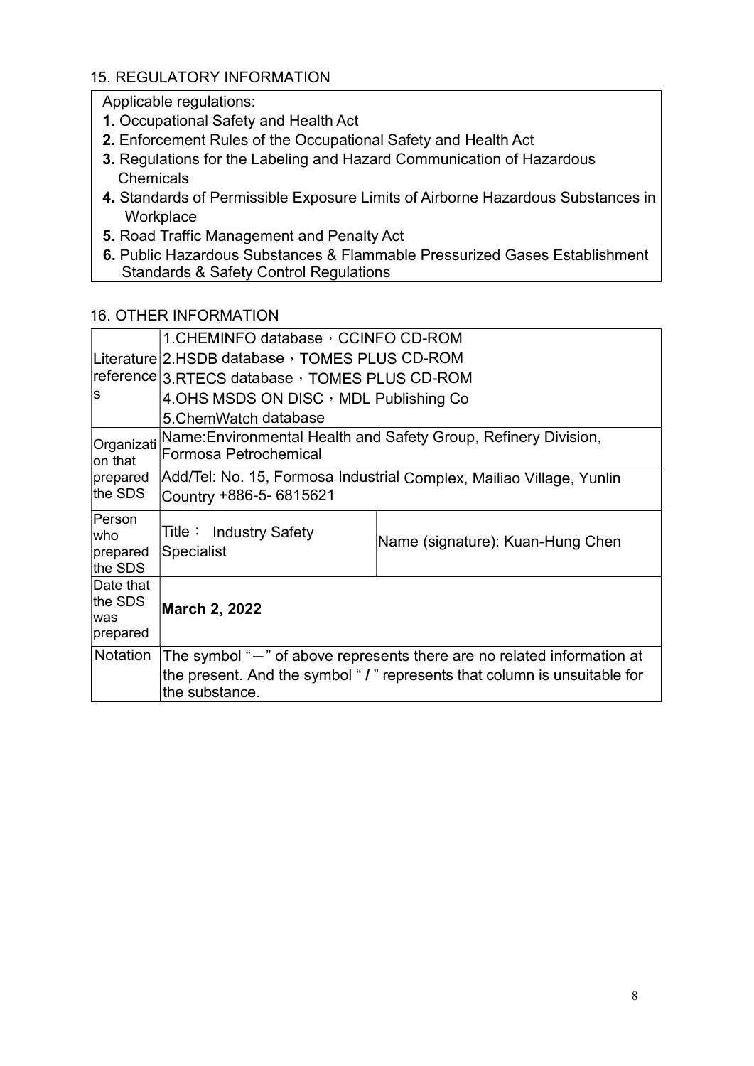## 15. REGULATORY INFORMATION

Applicable regulations:

**1.** Occupational Safety and Health Act
**2.** Enforcement Rules of the Occupational Safety and Health Act
**3.** Regulations for the Labeling and Hazard Communication of Hazardous Chemicals
**4.** Standards of Permissible Exposure Limits of Airborne Hazardous Substances in Workplace
**5.** Road Traffic Management and Penalty Act
**6.** Public Hazardous Substances & Flammable Pressurized Gases Establishment Standards & Safety Control Regulations

## 16. OTHER INFORMATION

| | | |
|---|---|---|
| Literature references | 1.CHEMINFO database，CCINFO CD-ROM<br>2.HSDB database，TOMES PLUS CD-ROM<br>3.RTECS database，TOMES PLUS CD-ROM<br>4.OHS MSDS ON DISC，MDL Publishing Co<br>5.ChemWatch database | |
| Organization that prepared the SDS | Name:Environmental Health and Safety Group, Refinery Division, Formosa Petrochemical | |
| | Add/Tel: No. 15, Formosa Industrial Complex, Mailiao Village, Yunlin Country +886-5- 6815621 | |
| Person who prepared the SDS | Title： Industry Safety Specialist | Name (signature): Kuan-Hung Chen |
| Date that the SDS was prepared | **March 2, 2022** | |
| Notation | The symbol "－" of above represents there are no related information at the present. And the symbol " **/** " represents that column is unsuitable for the substance. | |